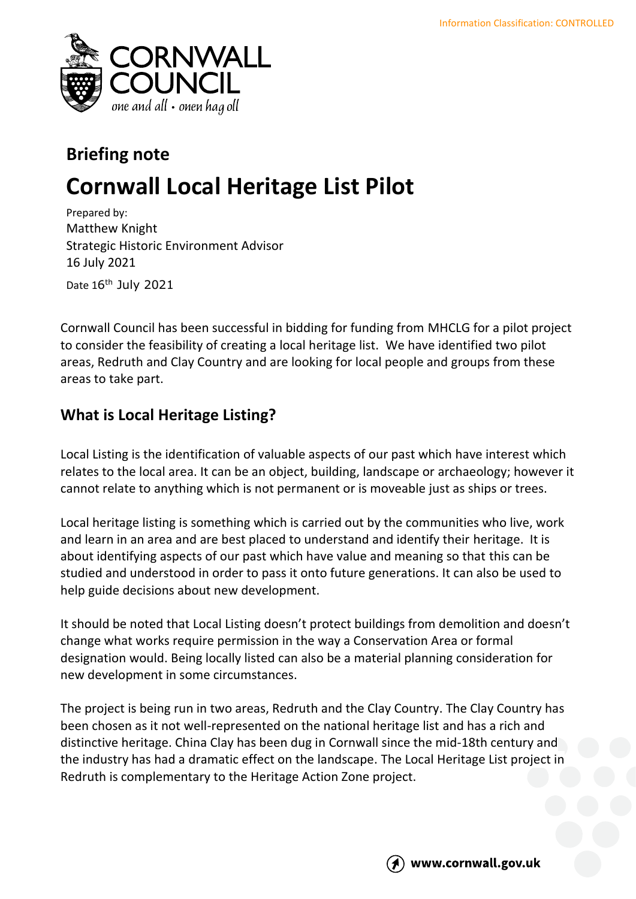Information Classification: CONTROLLED

CORNWALL COUNCIL

*one and all • onen hag oll*

## Briefing note

# Cornwall Local Heritage List Pilot

Prepared by:
Matthew Knight
Strategic Historic Environment Advisor
16 July 2021

Date 16th July 2021

Cornwall Council has been successful in bidding for funding from MHCLG for a pilot project to consider the feasibility of creating a local heritage list. We have identified two pilot areas, Redruth and Clay Country and are looking for local people and groups from these areas to take part.

## What is Local Heritage Listing?

Local Listing is the identification of valuable aspects of our past which have interest which relates to the local area. It can be an object, building, landscape or archaeology; however it cannot relate to anything which is not permanent or is moveable just as ships or trees.

Local heritage listing is something which is carried out by the communities who live, work and learn in an area and are best placed to understand and identify their heritage. It is about identifying aspects of our past which have value and meaning so that this can be studied and understood in order to pass it onto future generations. It can also be used to help guide decisions about new development.

It should be noted that Local Listing doesn't protect buildings from demolition and doesn't change what works require permission in the way a Conservation Area or formal designation would. Being locally listed can also be a material planning consideration for new development in some circumstances.

The project is being run in two areas, Redruth and the Clay Country. The Clay Country has been chosen as it not well-represented on the national heritage list and has a rich and distinctive heritage. China Clay has been dug in Cornwall since the mid-18th century and the industry has had a dramatic effect on the landscape. The Local Heritage List project in Redruth is complementary to the Heritage Action Zone project.

www.cornwall.gov.uk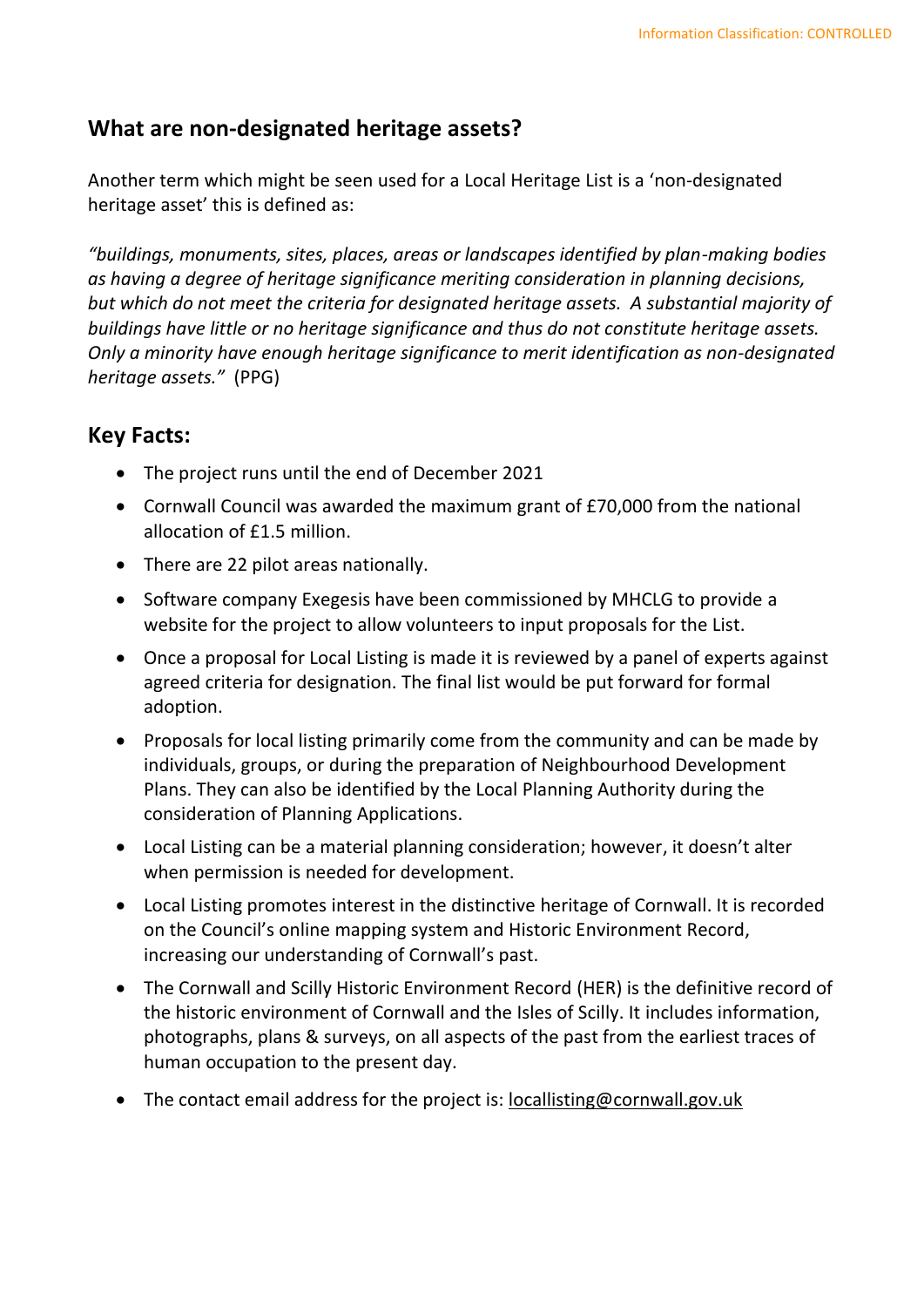## What are non-designated heritage assets?

Another term which might be seen used for a Local Heritage List is a 'non-designated heritage asset' this is defined as:

*"buildings, monuments, sites, places, areas or landscapes identified by plan-making bodies as having a degree of heritage significance meriting consideration in planning decisions, but which do not meet the criteria for designated heritage assets. A substantial majority of buildings have little or no heritage significance and thus do not constitute heritage assets. Only a minority have enough heritage significance to merit identification as non-designated heritage assets."* (PPG)

## Key Facts:

- The project runs until the end of December 2021
- Cornwall Council was awarded the maximum grant of £70,000 from the national allocation of £1.5 million.
- There are 22 pilot areas nationally.
- Software company Exegesis have been commissioned by MHCLG to provide a website for the project to allow volunteers to input proposals for the List.
- Once a proposal for Local Listing is made it is reviewed by a panel of experts against agreed criteria for designation. The final list would be put forward for formal adoption.
- Proposals for local listing primarily come from the community and can be made by individuals, groups, or during the preparation of Neighbourhood Development Plans. They can also be identified by the Local Planning Authority during the consideration of Planning Applications.
- Local Listing can be a material planning consideration; however, it doesn't alter when permission is needed for development.
- Local Listing promotes interest in the distinctive heritage of Cornwall. It is recorded on the Council's online mapping system and Historic Environment Record, increasing our understanding of Cornwall's past.
- The Cornwall and Scilly Historic Environment Record (HER) is the definitive record of the historic environment of Cornwall and the Isles of Scilly. It includes information, photographs, plans & surveys, on all aspects of the past from the earliest traces of human occupation to the present day.
- The contact email address for the project is: locallisting@cornwall.gov.uk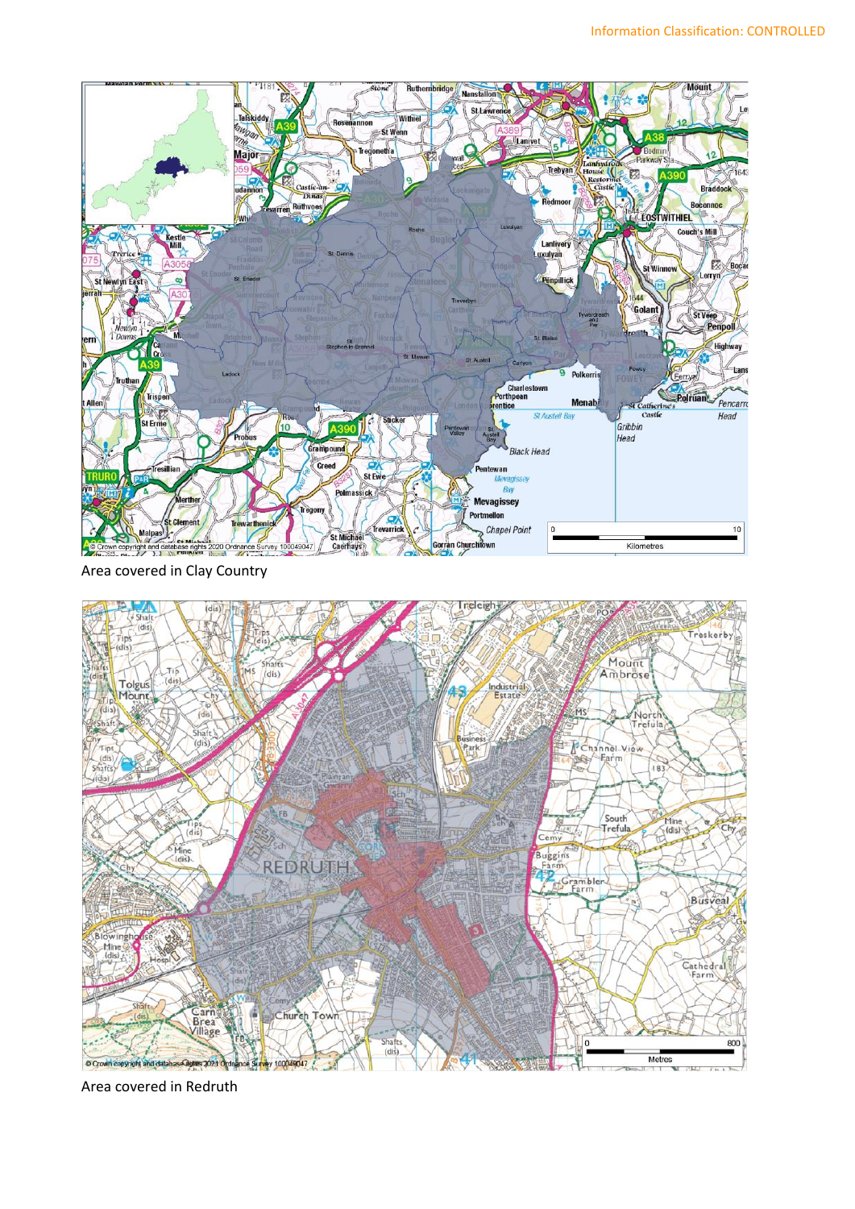Area covered in Clay Country

Area covered in Redruth